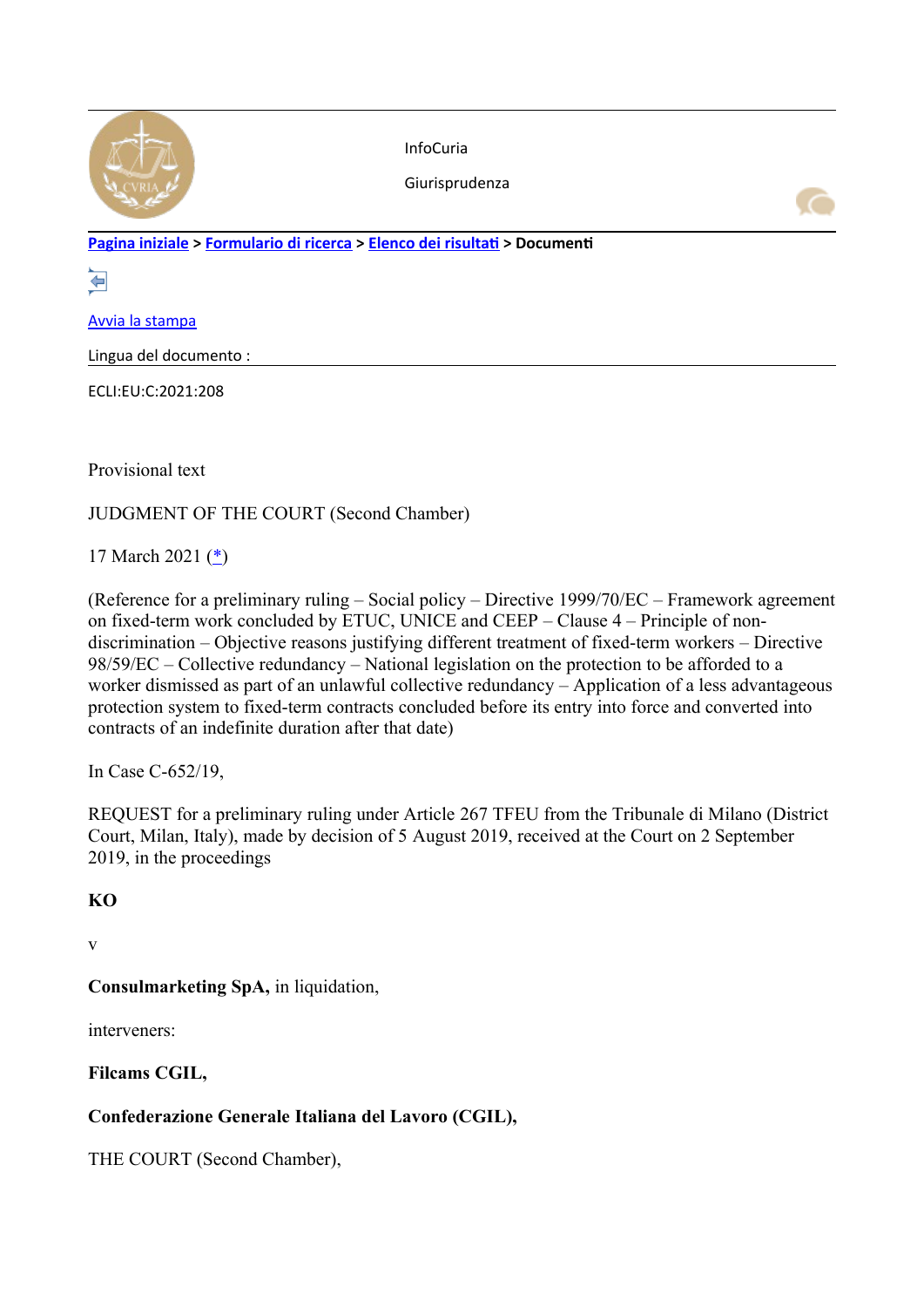InfoCuria

Giurisprudenza

Pagina iniziale > Formulario di ricerca > Elenco dei risultati > Documenti

Avvia la stampa

Lingua del documento :

ECLI:EU:C:2021:208

Provisional text

JUDGMENT OF THE COURT (Second Chamber)

17 March 2021 (*)

(Reference for a preliminary ruling – Social policy – Directive 1999/70/EC – Framework agreement on fixed-term work concluded by ETUC, UNICE and CEEP – Clause 4 – Principle of non-discrimination – Objective reasons justifying different treatment of fixed-term workers – Directive 98/59/EC – Collective redundancy – National legislation on the protection to be afforded to a worker dismissed as part of an unlawful collective redundancy – Application of a less advantageous protection system to fixed-term contracts concluded before its entry into force and converted into contracts of an indefinite duration after that date)

In Case C-652/19,

REQUEST for a preliminary ruling under Article 267 TFEU from the Tribunale di Milano (District Court, Milan, Italy), made by decision of 5 August 2019, received at the Court on 2 September 2019, in the proceedings

**KO**

v

**Consulmarketing SpA,** in liquidation,

interveners:

**Filcams CGIL,**

**Confederazione Generale Italiana del Lavoro (CGIL),**

THE COURT (Second Chamber),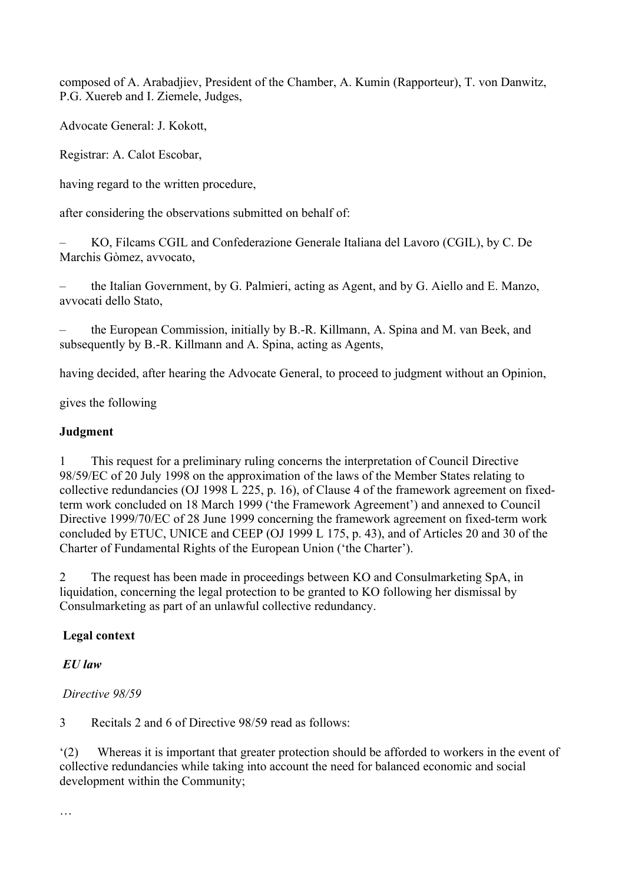composed of A. Arabadjiev, President of the Chamber, A. Kumin (Rapporteur), T. von Danwitz, P.G. Xuereb and I. Ziemele, Judges,

Advocate General: J. Kokott,

Registrar: A. Calot Escobar,

having regard to the written procedure,

after considering the observations submitted on behalf of:

– KO, Filcams CGIL and Confederazione Generale Italiana del Lavoro (CGIL), by C. De Marchis Gòmez, avvocato,

– the Italian Government, by G. Palmieri, acting as Agent, and by G. Aiello and E. Manzo, avvocati dello Stato,

– the European Commission, initially by B.-R. Killmann, A. Spina and M. van Beek, and subsequently by B.-R. Killmann and A. Spina, acting as Agents,

having decided, after hearing the Advocate General, to proceed to judgment without an Opinion,

gives the following

**Judgment**

1 This request for a preliminary ruling concerns the interpretation of Council Directive 98/59/EC of 20 July 1998 on the approximation of the laws of the Member States relating to collective redundancies (OJ 1998 L 225, p. 16), of Clause 4 of the framework agreement on fixed-term work concluded on 18 March 1999 ('the Framework Agreement') and annexed to Council Directive 1999/70/EC of 28 June 1999 concerning the framework agreement on fixed-term work concluded by ETUC, UNICE and CEEP (OJ 1999 L 175, p. 43), and of Articles 20 and 30 of the Charter of Fundamental Rights of the European Union ('the Charter').

2 The request has been made in proceedings between KO and Consulmarketing SpA, in liquidation, concerning the legal protection to be granted to KO following her dismissal by Consulmarketing as part of an unlawful collective redundancy.

**Legal context**

***EU law***

*Directive 98/59*

3 Recitals 2 and 6 of Directive 98/59 read as follows:

'(2) Whereas it is important that greater protection should be afforded to workers in the event of collective redundancies while taking into account the need for balanced economic and social development within the Community;

…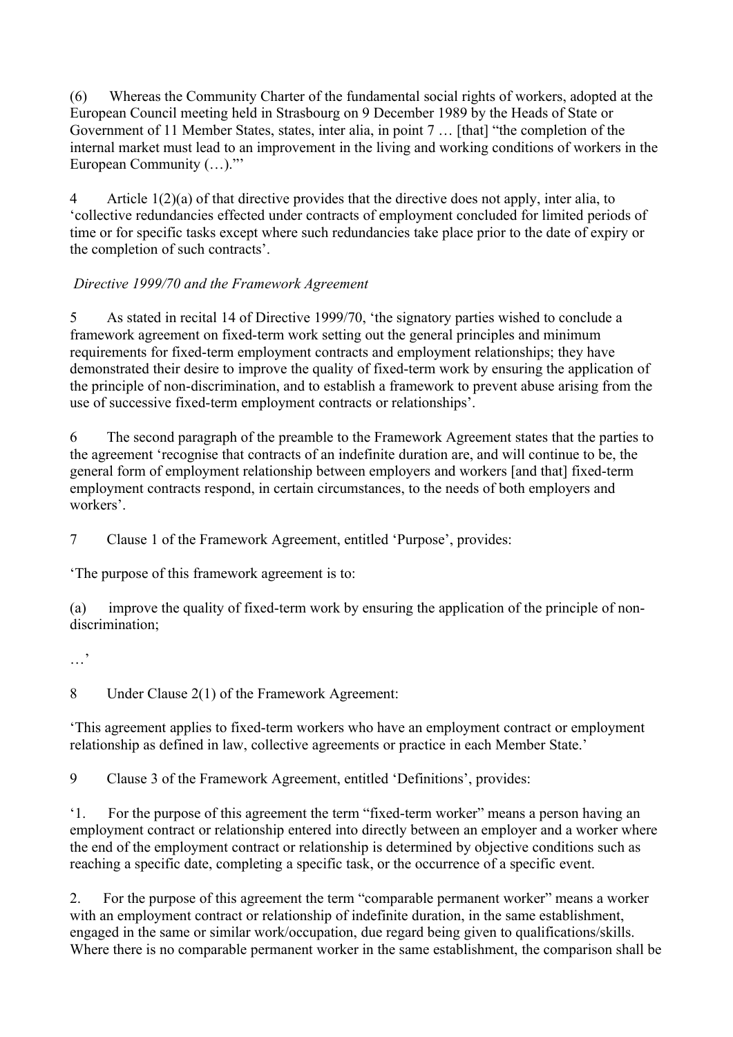(6) Whereas the Community Charter of the fundamental social rights of workers, adopted at the European Council meeting held in Strasbourg on 9 December 1989 by the Heads of State or Government of 11 Member States, states, inter alia, in point 7 … [that] "the completion of the internal market must lead to an improvement in the living and working conditions of workers in the European Community (…)."'

4 Article 1(2)(a) of that directive provides that the directive does not apply, inter alia, to 'collective redundancies effected under contracts of employment concluded for limited periods of time or for specific tasks except where such redundancies take place prior to the date of expiry or the completion of such contracts'.

*Directive 1999/70 and the Framework Agreement*

5 As stated in recital 14 of Directive 1999/70, 'the signatory parties wished to conclude a framework agreement on fixed-term work setting out the general principles and minimum requirements for fixed-term employment contracts and employment relationships; they have demonstrated their desire to improve the quality of fixed-term work by ensuring the application of the principle of non-discrimination, and to establish a framework to prevent abuse arising from the use of successive fixed-term employment contracts or relationships'.

6 The second paragraph of the preamble to the Framework Agreement states that the parties to the agreement 'recognise that contracts of an indefinite duration are, and will continue to be, the general form of employment relationship between employers and workers [and that] fixed-term employment contracts respond, in certain circumstances, to the needs of both employers and workers'.

7 Clause 1 of the Framework Agreement, entitled 'Purpose', provides:

'The purpose of this framework agreement is to:

(a) improve the quality of fixed-term work by ensuring the application of the principle of non-discrimination;

…'

8 Under Clause 2(1) of the Framework Agreement:

'This agreement applies to fixed-term workers who have an employment contract or employment relationship as defined in law, collective agreements or practice in each Member State.'

9 Clause 3 of the Framework Agreement, entitled 'Definitions', provides:

'1. For the purpose of this agreement the term "fixed-term worker" means a person having an employment contract or relationship entered into directly between an employer and a worker where the end of the employment contract or relationship is determined by objective conditions such as reaching a specific date, completing a specific task, or the occurrence of a specific event.

2. For the purpose of this agreement the term "comparable permanent worker" means a worker with an employment contract or relationship of indefinite duration, in the same establishment, engaged in the same or similar work/occupation, due regard being given to qualifications/skills. Where there is no comparable permanent worker in the same establishment, the comparison shall be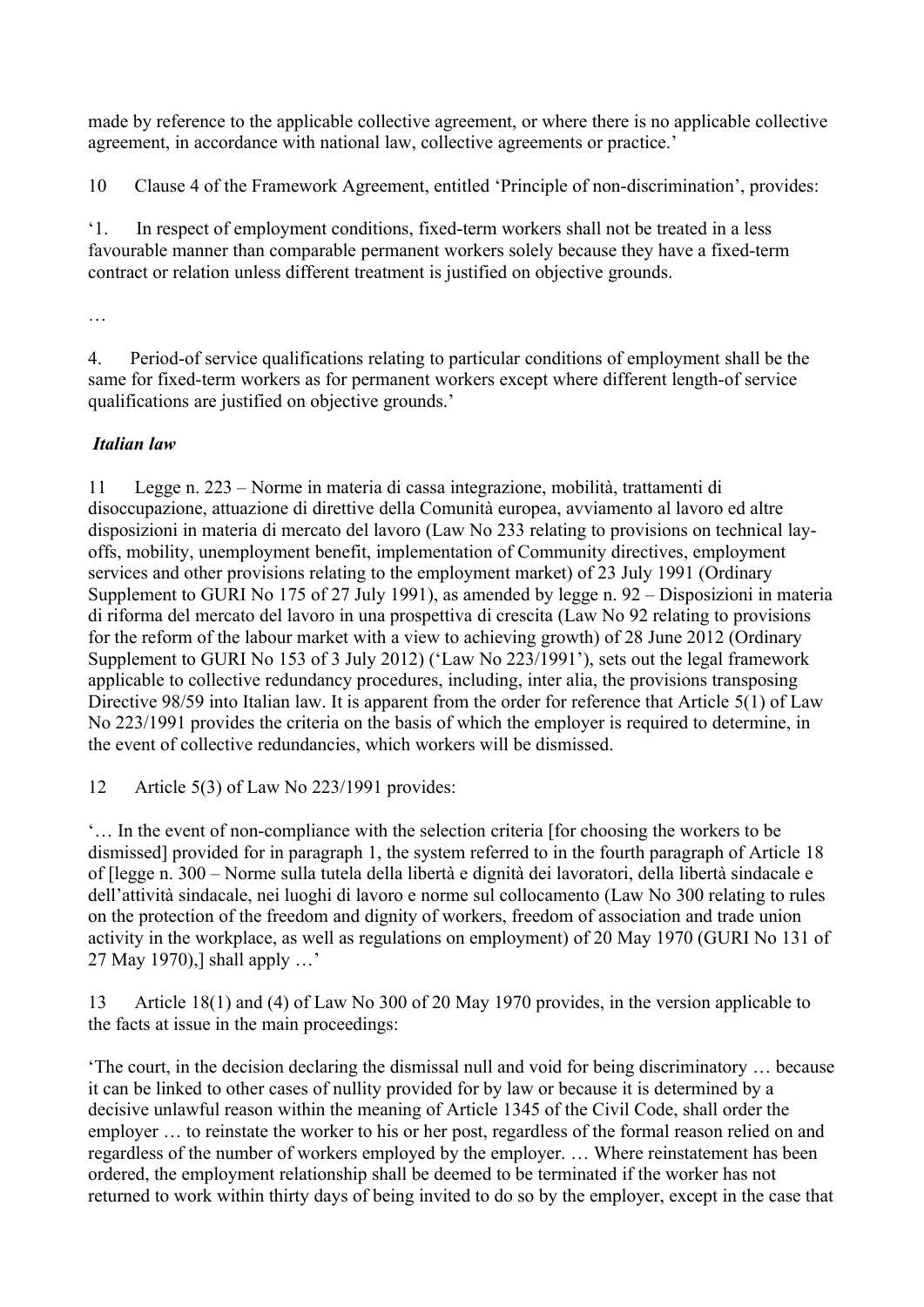made by reference to the applicable collective agreement, or where there is no applicable collective agreement, in accordance with national law, collective agreements or practice.'

10 Clause 4 of the Framework Agreement, entitled 'Principle of non-discrimination', provides:

'1. In respect of employment conditions, fixed-term workers shall not be treated in a less favourable manner than comparable permanent workers solely because they have a fixed-term contract or relation unless different treatment is justified on objective grounds.

…

4. Period-of service qualifications relating to particular conditions of employment shall be the same for fixed-term workers as for permanent workers except where different length-of service qualifications are justified on objective grounds.'

***Italian law***

11 Legge n. 223 – Norme in materia di cassa integrazione, mobilità, trattamenti di disoccupazione, attuazione di direttive della Comunità europea, avviamento al lavoro ed altre disposizioni in materia di mercato del lavoro (Law No 233 relating to provisions on technical lay-offs, mobility, unemployment benefit, implementation of Community directives, employment services and other provisions relating to the employment market) of 23 July 1991 (Ordinary Supplement to GURI No 175 of 27 July 1991), as amended by legge n. 92 – Disposizioni in materia di riforma del mercato del lavoro in una prospettiva di crescita (Law No 92 relating to provisions for the reform of the labour market with a view to achieving growth) of 28 June 2012 (Ordinary Supplement to GURI No 153 of 3 July 2012) ('Law No 223/1991'), sets out the legal framework applicable to collective redundancy procedures, including, inter alia, the provisions transposing Directive 98/59 into Italian law. It is apparent from the order for reference that Article 5(1) of Law No 223/1991 provides the criteria on the basis of which the employer is required to determine, in the event of collective redundancies, which workers will be dismissed.

12 Article 5(3) of Law No 223/1991 provides:

'… In the event of non-compliance with the selection criteria [for choosing the workers to be dismissed] provided for in paragraph 1, the system referred to in the fourth paragraph of Article 18 of [legge n. 300 – Norme sulla tutela della libertà e dignità dei lavoratori, della libertà sindacale e dell'attività sindacale, nei luoghi di lavoro e norme sul collocamento (Law No 300 relating to rules on the protection of the freedom and dignity of workers, freedom of association and trade union activity in the workplace, as well as regulations on employment) of 20 May 1970 (GURI No 131 of 27 May 1970),] shall apply …'

13 Article 18(1) and (4) of Law No 300 of 20 May 1970 provides, in the version applicable to the facts at issue in the main proceedings:

'The court, in the decision declaring the dismissal null and void for being discriminatory … because it can be linked to other cases of nullity provided for by law or because it is determined by a decisive unlawful reason within the meaning of Article 1345 of the Civil Code, shall order the employer … to reinstate the worker to his or her post, regardless of the formal reason relied on and regardless of the number of workers employed by the employer. … Where reinstatement has been ordered, the employment relationship shall be deemed to be terminated if the worker has not returned to work within thirty days of being invited to do so by the employer, except in the case that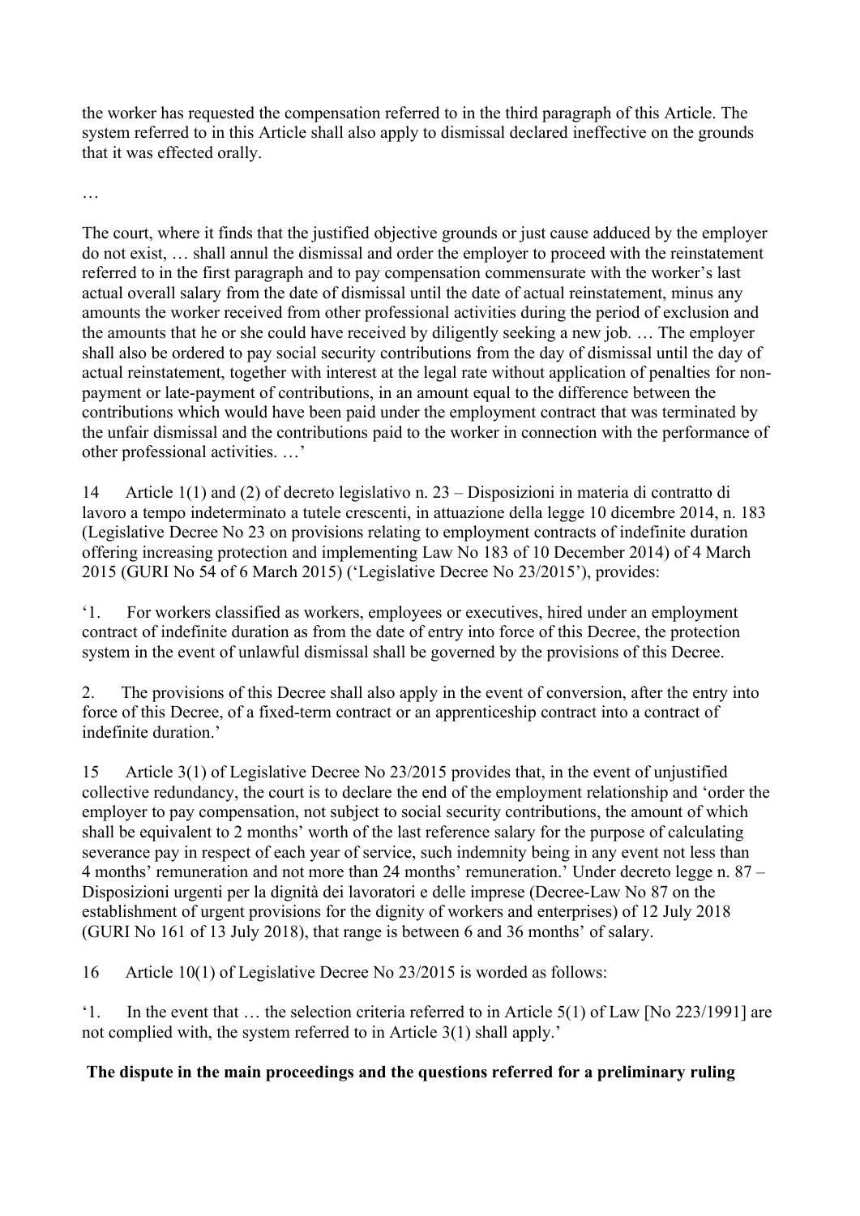the worker has requested the compensation referred to in the third paragraph of this Article. The system referred to in this Article shall also apply to dismissal declared ineffective on the grounds that it was effected orally.

…

The court, where it finds that the justified objective grounds or just cause adduced by the employer do not exist, … shall annul the dismissal and order the employer to proceed with the reinstatement referred to in the first paragraph and to pay compensation commensurate with the worker's last actual overall salary from the date of dismissal until the date of actual reinstatement, minus any amounts the worker received from other professional activities during the period of exclusion and the amounts that he or she could have received by diligently seeking a new job. … The employer shall also be ordered to pay social security contributions from the day of dismissal until the day of actual reinstatement, together with interest at the legal rate without application of penalties for non-payment or late-payment of contributions, in an amount equal to the difference between the contributions which would have been paid under the employment contract that was terminated by the unfair dismissal and the contributions paid to the worker in connection with the performance of other professional activities. …'

14 Article 1(1) and (2) of decreto legislativo n. 23 – Disposizioni in materia di contratto di lavoro a tempo indeterminato a tutele crescenti, in attuazione della legge 10 dicembre 2014, n. 183 (Legislative Decree No 23 on provisions relating to employment contracts of indefinite duration offering increasing protection and implementing Law No 183 of 10 December 2014) of 4 March 2015 (GURI No 54 of 6 March 2015) ('Legislative Decree No 23/2015'), provides:

'1. For workers classified as workers, employees or executives, hired under an employment contract of indefinite duration as from the date of entry into force of this Decree, the protection system in the event of unlawful dismissal shall be governed by the provisions of this Decree.

2. The provisions of this Decree shall also apply in the event of conversion, after the entry into force of this Decree, of a fixed-term contract or an apprenticeship contract into a contract of indefinite duration.'

15 Article 3(1) of Legislative Decree No 23/2015 provides that, in the event of unjustified collective redundancy, the court is to declare the end of the employment relationship and 'order the employer to pay compensation, not subject to social security contributions, the amount of which shall be equivalent to 2 months' worth of the last reference salary for the purpose of calculating severance pay in respect of each year of service, such indemnity being in any event not less than 4 months' remuneration and not more than 24 months' remuneration.' Under decreto legge n. 87 – Disposizioni urgenti per la dignità dei lavoratori e delle imprese (Decree-Law No 87 on the establishment of urgent provisions for the dignity of workers and enterprises) of 12 July 2018 (GURI No 161 of 13 July 2018), that range is between 6 and 36 months' of salary.

16 Article 10(1) of Legislative Decree No 23/2015 is worded as follows:

'1. In the event that … the selection criteria referred to in Article 5(1) of Law [No 223/1991] are not complied with, the system referred to in Article 3(1) shall apply.'

**The dispute in the main proceedings and the questions referred for a preliminary ruling**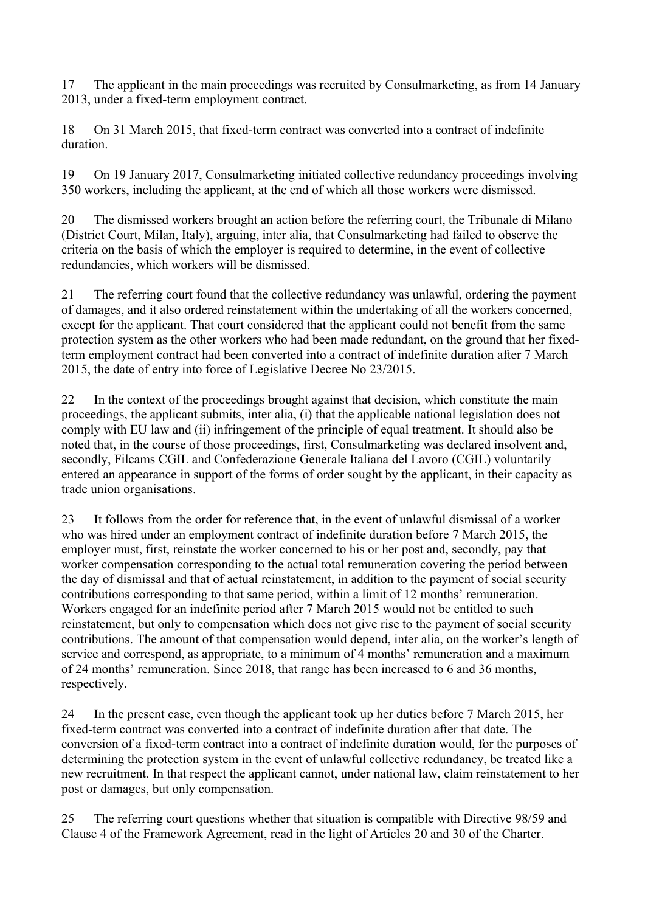17 The applicant in the main proceedings was recruited by Consulmarketing, as from 14 January 2013, under a fixed-term employment contract.

18 On 31 March 2015, that fixed-term contract was converted into a contract of indefinite duration.

19 On 19 January 2017, Consulmarketing initiated collective redundancy proceedings involving 350 workers, including the applicant, at the end of which all those workers were dismissed.

20 The dismissed workers brought an action before the referring court, the Tribunale di Milano (District Court, Milan, Italy), arguing, inter alia, that Consulmarketing had failed to observe the criteria on the basis of which the employer is required to determine, in the event of collective redundancies, which workers will be dismissed.

21 The referring court found that the collective redundancy was unlawful, ordering the payment of damages, and it also ordered reinstatement within the undertaking of all the workers concerned, except for the applicant. That court considered that the applicant could not benefit from the same protection system as the other workers who had been made redundant, on the ground that her fixed-term employment contract had been converted into a contract of indefinite duration after 7 March 2015, the date of entry into force of Legislative Decree No 23/2015.

22 In the context of the proceedings brought against that decision, which constitute the main proceedings, the applicant submits, inter alia, (i) that the applicable national legislation does not comply with EU law and (ii) infringement of the principle of equal treatment. It should also be noted that, in the course of those proceedings, first, Consulmarketing was declared insolvent and, secondly, Filcams CGIL and Confederazione Generale Italiana del Lavoro (CGIL) voluntarily entered an appearance in support of the forms of order sought by the applicant, in their capacity as trade union organisations.

23 It follows from the order for reference that, in the event of unlawful dismissal of a worker who was hired under an employment contract of indefinite duration before 7 March 2015, the employer must, first, reinstate the worker concerned to his or her post and, secondly, pay that worker compensation corresponding to the actual total remuneration covering the period between the day of dismissal and that of actual reinstatement, in addition to the payment of social security contributions corresponding to that same period, within a limit of 12 months' remuneration. Workers engaged for an indefinite period after 7 March 2015 would not be entitled to such reinstatement, but only to compensation which does not give rise to the payment of social security contributions. The amount of that compensation would depend, inter alia, on the worker's length of service and correspond, as appropriate, to a minimum of 4 months' remuneration and a maximum of 24 months' remuneration. Since 2018, that range has been increased to 6 and 36 months, respectively.

24 In the present case, even though the applicant took up her duties before 7 March 2015, her fixed-term contract was converted into a contract of indefinite duration after that date. The conversion of a fixed-term contract into a contract of indefinite duration would, for the purposes of determining the protection system in the event of unlawful collective redundancy, be treated like a new recruitment. In that respect the applicant cannot, under national law, claim reinstatement to her post or damages, but only compensation.

25 The referring court questions whether that situation is compatible with Directive 98/59 and Clause 4 of the Framework Agreement, read in the light of Articles 20 and 30 of the Charter.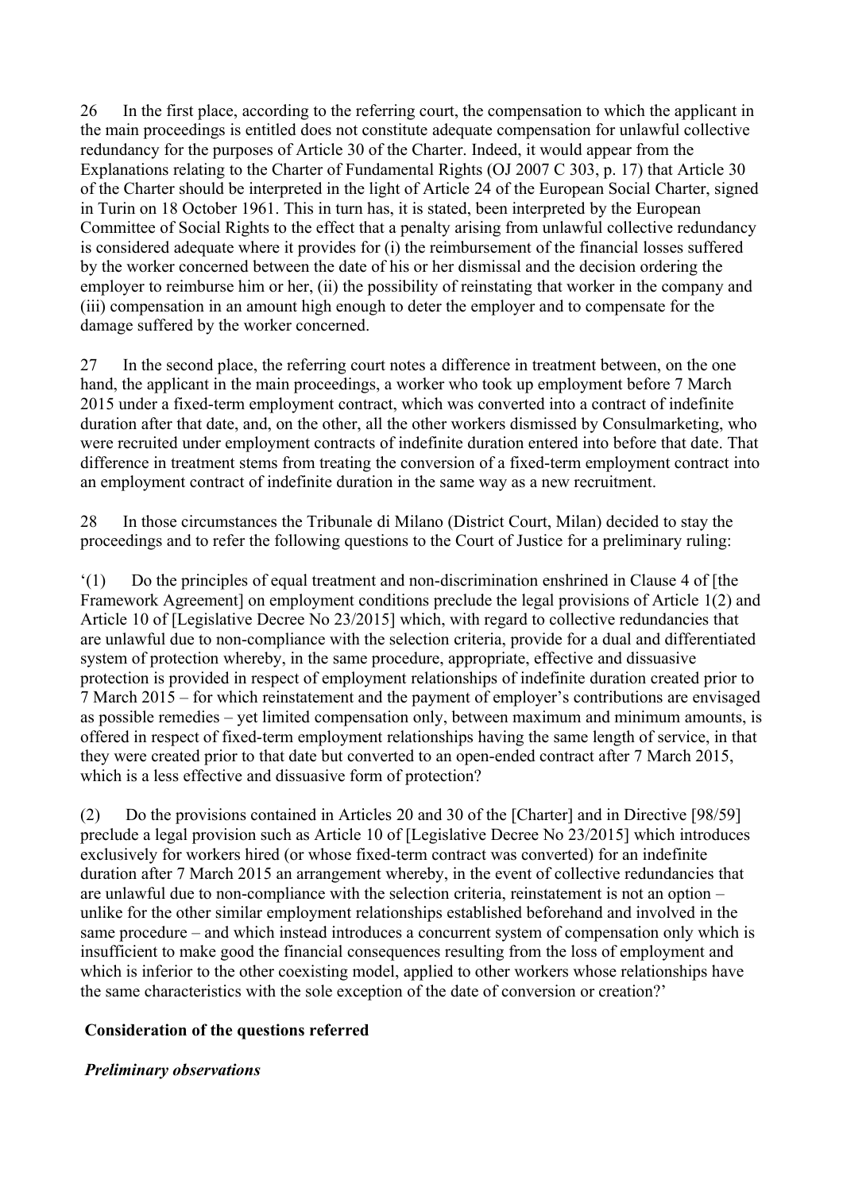26 In the first place, according to the referring court, the compensation to which the applicant in the main proceedings is entitled does not constitute adequate compensation for unlawful collective redundancy for the purposes of Article 30 of the Charter. Indeed, it would appear from the Explanations relating to the Charter of Fundamental Rights (OJ 2007 C 303, p. 17) that Article 30 of the Charter should be interpreted in the light of Article 24 of the European Social Charter, signed in Turin on 18 October 1961. This in turn has, it is stated, been interpreted by the European Committee of Social Rights to the effect that a penalty arising from unlawful collective redundancy is considered adequate where it provides for (i) the reimbursement of the financial losses suffered by the worker concerned between the date of his or her dismissal and the decision ordering the employer to reimburse him or her, (ii) the possibility of reinstating that worker in the company and (iii) compensation in an amount high enough to deter the employer and to compensate for the damage suffered by the worker concerned.

27 In the second place, the referring court notes a difference in treatment between, on the one hand, the applicant in the main proceedings, a worker who took up employment before 7 March 2015 under a fixed-term employment contract, which was converted into a contract of indefinite duration after that date, and, on the other, all the other workers dismissed by Consulmarketing, who were recruited under employment contracts of indefinite duration entered into before that date. That difference in treatment stems from treating the conversion of a fixed-term employment contract into an employment contract of indefinite duration in the same way as a new recruitment.

28 In those circumstances the Tribunale di Milano (District Court, Milan) decided to stay the proceedings and to refer the following questions to the Court of Justice for a preliminary ruling:

'(1) Do the principles of equal treatment and non-discrimination enshrined in Clause 4 of [the Framework Agreement] on employment conditions preclude the legal provisions of Article 1(2) and Article 10 of [Legislative Decree No 23/2015] which, with regard to collective redundancies that are unlawful due to non-compliance with the selection criteria, provide for a dual and differentiated system of protection whereby, in the same procedure, appropriate, effective and dissuasive protection is provided in respect of employment relationships of indefinite duration created prior to 7 March 2015 – for which reinstatement and the payment of employer's contributions are envisaged as possible remedies – yet limited compensation only, between maximum and minimum amounts, is offered in respect of fixed-term employment relationships having the same length of service, in that they were created prior to that date but converted to an open-ended contract after 7 March 2015, which is a less effective and dissuasive form of protection?

(2) Do the provisions contained in Articles 20 and 30 of the [Charter] and in Directive [98/59] preclude a legal provision such as Article 10 of [Legislative Decree No 23/2015] which introduces exclusively for workers hired (or whose fixed-term contract was converted) for an indefinite duration after 7 March 2015 an arrangement whereby, in the event of collective redundancies that are unlawful due to non-compliance with the selection criteria, reinstatement is not an option – unlike for the other similar employment relationships established beforehand and involved in the same procedure – and which instead introduces a concurrent system of compensation only which is insufficient to make good the financial consequences resulting from the loss of employment and which is inferior to the other coexisting model, applied to other workers whose relationships have the same characteristics with the sole exception of the date of conversion or creation?'

**Consideration of the questions referred**

***Preliminary observations***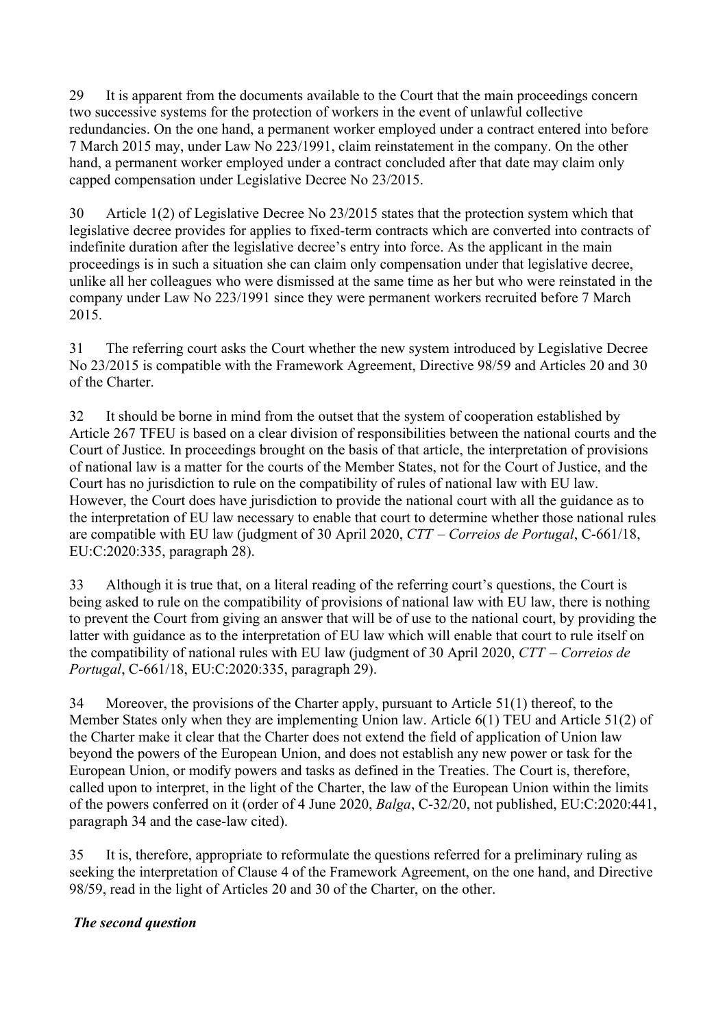29 It is apparent from the documents available to the Court that the main proceedings concern two successive systems for the protection of workers in the event of unlawful collective redundancies. On the one hand, a permanent worker employed under a contract entered into before 7 March 2015 may, under Law No 223/1991, claim reinstatement in the company. On the other hand, a permanent worker employed under a contract concluded after that date may claim only capped compensation under Legislative Decree No 23/2015.

30 Article 1(2) of Legislative Decree No 23/2015 states that the protection system which that legislative decree provides for applies to fixed-term contracts which are converted into contracts of indefinite duration after the legislative decree's entry into force. As the applicant in the main proceedings is in such a situation she can claim only compensation under that legislative decree, unlike all her colleagues who were dismissed at the same time as her but who were reinstated in the company under Law No 223/1991 since they were permanent workers recruited before 7 March 2015.

31 The referring court asks the Court whether the new system introduced by Legislative Decree No 23/2015 is compatible with the Framework Agreement, Directive 98/59 and Articles 20 and 30 of the Charter.

32 It should be borne in mind from the outset that the system of cooperation established by Article 267 TFEU is based on a clear division of responsibilities between the national courts and the Court of Justice. In proceedings brought on the basis of that article, the interpretation of provisions of national law is a matter for the courts of the Member States, not for the Court of Justice, and the Court has no jurisdiction to rule on the compatibility of rules of national law with EU law. However, the Court does have jurisdiction to provide the national court with all the guidance as to the interpretation of EU law necessary to enable that court to determine whether those national rules are compatible with EU law (judgment of 30 April 2020, *CTT – Correios de Portugal*, C-661/18, EU:C:2020:335, paragraph 28).

33 Although it is true that, on a literal reading of the referring court's questions, the Court is being asked to rule on the compatibility of provisions of national law with EU law, there is nothing to prevent the Court from giving an answer that will be of use to the national court, by providing the latter with guidance as to the interpretation of EU law which will enable that court to rule itself on the compatibility of national rules with EU law (judgment of 30 April 2020, *CTT – Correios de Portugal*, C-661/18, EU:C:2020:335, paragraph 29).

34 Moreover, the provisions of the Charter apply, pursuant to Article 51(1) thereof, to the Member States only when they are implementing Union law. Article 6(1) TEU and Article 51(2) of the Charter make it clear that the Charter does not extend the field of application of Union law beyond the powers of the European Union, and does not establish any new power or task for the European Union, or modify powers and tasks as defined in the Treaties. The Court is, therefore, called upon to interpret, in the light of the Charter, the law of the European Union within the limits of the powers conferred on it (order of 4 June 2020, *Balga*, C-32/20, not published, EU:C:2020:441, paragraph 34 and the case-law cited).

35 It is, therefore, appropriate to reformulate the questions referred for a preliminary ruling as seeking the interpretation of Clause 4 of the Framework Agreement, on the one hand, and Directive 98/59, read in the light of Articles 20 and 30 of the Charter, on the other.

### *The second question*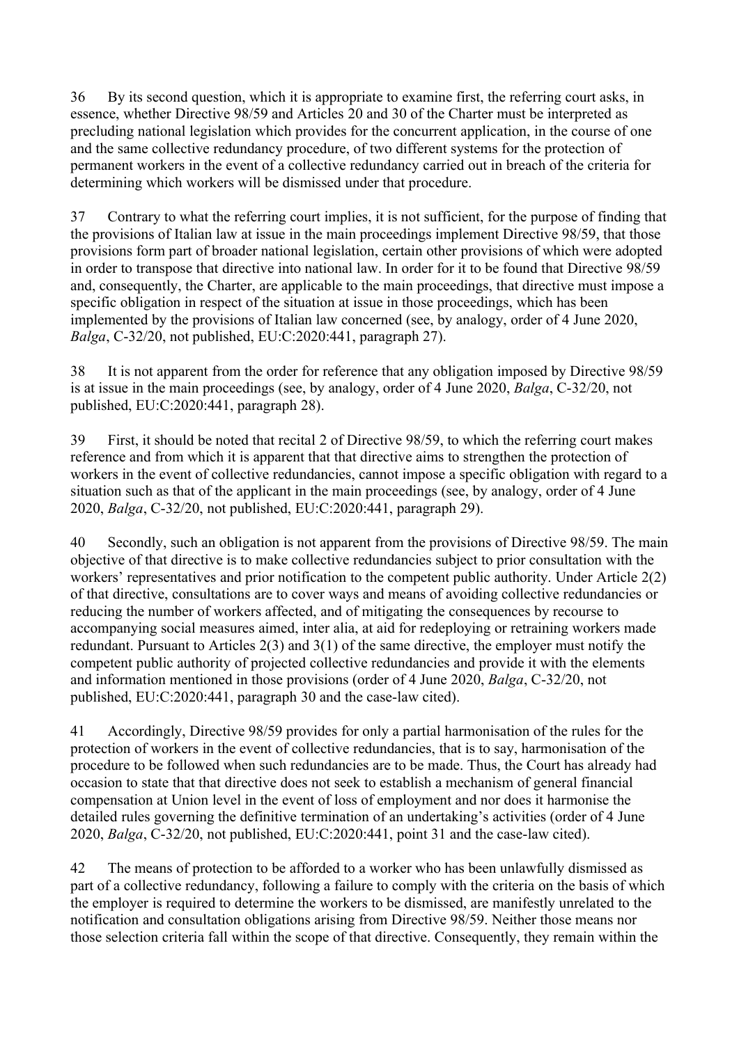36 By its second question, which it is appropriate to examine first, the referring court asks, in essence, whether Directive 98/59 and Articles 20 and 30 of the Charter must be interpreted as precluding national legislation which provides for the concurrent application, in the course of one and the same collective redundancy procedure, of two different systems for the protection of permanent workers in the event of a collective redundancy carried out in breach of the criteria for determining which workers will be dismissed under that procedure.

37 Contrary to what the referring court implies, it is not sufficient, for the purpose of finding that the provisions of Italian law at issue in the main proceedings implement Directive 98/59, that those provisions form part of broader national legislation, certain other provisions of which were adopted in order to transpose that directive into national law. In order for it to be found that Directive 98/59 and, consequently, the Charter, are applicable to the main proceedings, that directive must impose a specific obligation in respect of the situation at issue in those proceedings, which has been implemented by the provisions of Italian law concerned (see, by analogy, order of 4 June 2020, *Balga*, C-32/20, not published, EU:C:2020:441, paragraph 27).

38 It is not apparent from the order for reference that any obligation imposed by Directive 98/59 is at issue in the main proceedings (see, by analogy, order of 4 June 2020, *Balga*, C-32/20, not published, EU:C:2020:441, paragraph 28).

39 First, it should be noted that recital 2 of Directive 98/59, to which the referring court makes reference and from which it is apparent that that directive aims to strengthen the protection of workers in the event of collective redundancies, cannot impose a specific obligation with regard to a situation such as that of the applicant in the main proceedings (see, by analogy, order of 4 June 2020, *Balga*, C-32/20, not published, EU:C:2020:441, paragraph 29).

40 Secondly, such an obligation is not apparent from the provisions of Directive 98/59. The main objective of that directive is to make collective redundancies subject to prior consultation with the workers' representatives and prior notification to the competent public authority. Under Article 2(2) of that directive, consultations are to cover ways and means of avoiding collective redundancies or reducing the number of workers affected, and of mitigating the consequences by recourse to accompanying social measures aimed, inter alia, at aid for redeploying or retraining workers made redundant. Pursuant to Articles 2(3) and 3(1) of the same directive, the employer must notify the competent public authority of projected collective redundancies and provide it with the elements and information mentioned in those provisions (order of 4 June 2020, *Balga*, C-32/20, not published, EU:C:2020:441, paragraph 30 and the case-law cited).

41 Accordingly, Directive 98/59 provides for only a partial harmonisation of the rules for the protection of workers in the event of collective redundancies, that is to say, harmonisation of the procedure to be followed when such redundancies are to be made. Thus, the Court has already had occasion to state that that directive does not seek to establish a mechanism of general financial compensation at Union level in the event of loss of employment and nor does it harmonise the detailed rules governing the definitive termination of an undertaking's activities (order of 4 June 2020, *Balga*, C-32/20, not published, EU:C:2020:441, point 31 and the case-law cited).

42 The means of protection to be afforded to a worker who has been unlawfully dismissed as part of a collective redundancy, following a failure to comply with the criteria on the basis of which the employer is required to determine the workers to be dismissed, are manifestly unrelated to the notification and consultation obligations arising from Directive 98/59. Neither those means nor those selection criteria fall within the scope of that directive. Consequently, they remain within the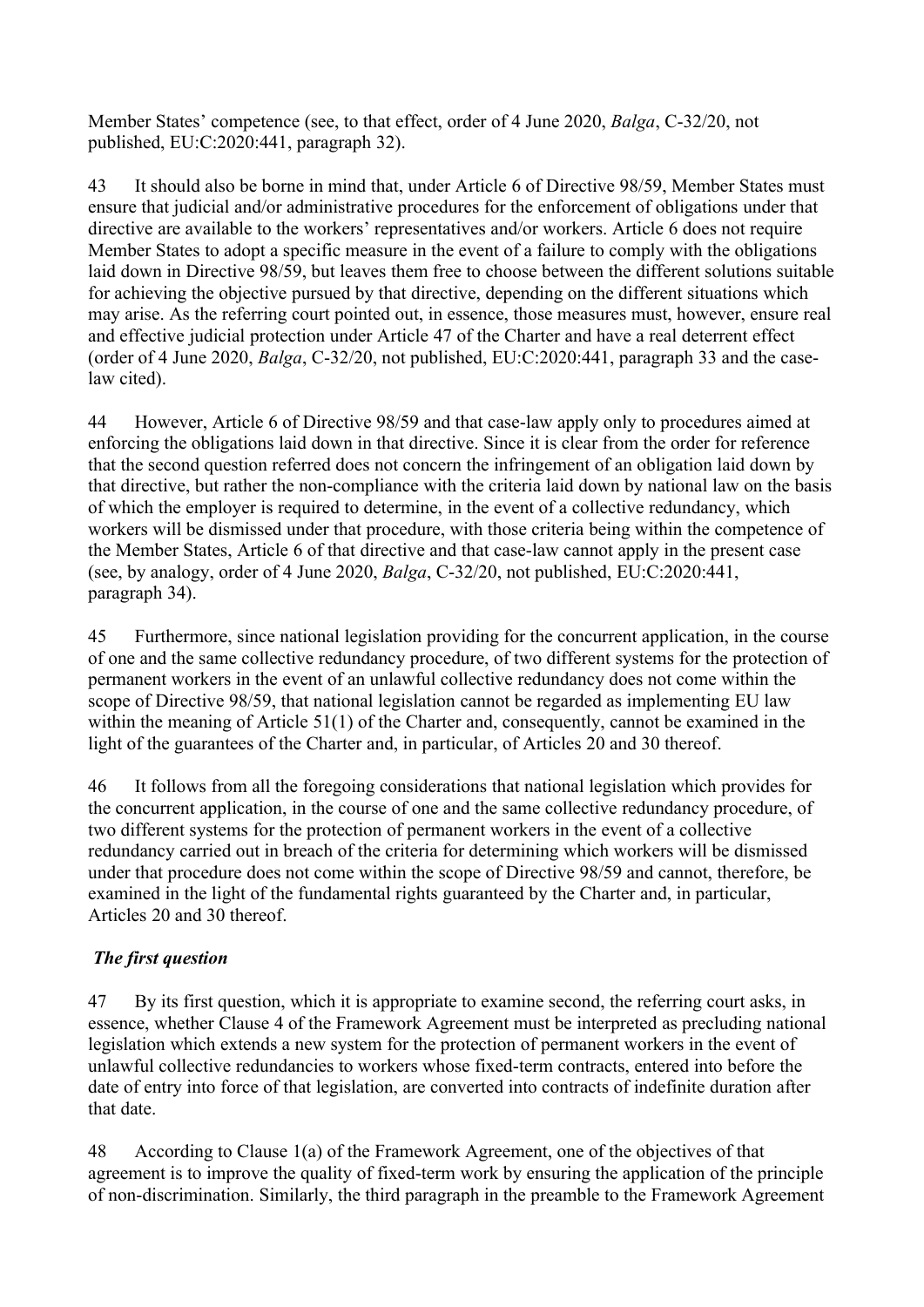Member States' competence (see, to that effect, order of 4 June 2020, *Balga*, C-32/20, not published, EU:C:2020:441, paragraph 32).

43 It should also be borne in mind that, under Article 6 of Directive 98/59, Member States must ensure that judicial and/or administrative procedures for the enforcement of obligations under that directive are available to the workers' representatives and/or workers. Article 6 does not require Member States to adopt a specific measure in the event of a failure to comply with the obligations laid down in Directive 98/59, but leaves them free to choose between the different solutions suitable for achieving the objective pursued by that directive, depending on the different situations which may arise. As the referring court pointed out, in essence, those measures must, however, ensure real and effective judicial protection under Article 47 of the Charter and have a real deterrent effect (order of 4 June 2020, *Balga*, C-32/20, not published, EU:C:2020:441, paragraph 33 and the case-law cited).

44 However, Article 6 of Directive 98/59 and that case-law apply only to procedures aimed at enforcing the obligations laid down in that directive. Since it is clear from the order for reference that the second question referred does not concern the infringement of an obligation laid down by that directive, but rather the non-compliance with the criteria laid down by national law on the basis of which the employer is required to determine, in the event of a collective redundancy, which workers will be dismissed under that procedure, with those criteria being within the competence of the Member States, Article 6 of that directive and that case-law cannot apply in the present case (see, by analogy, order of 4 June 2020, *Balga*, C-32/20, not published, EU:C:2020:441, paragraph 34).

45 Furthermore, since national legislation providing for the concurrent application, in the course of one and the same collective redundancy procedure, of two different systems for the protection of permanent workers in the event of an unlawful collective redundancy does not come within the scope of Directive 98/59, that national legislation cannot be regarded as implementing EU law within the meaning of Article 51(1) of the Charter and, consequently, cannot be examined in the light of the guarantees of the Charter and, in particular, of Articles 20 and 30 thereof.

46 It follows from all the foregoing considerations that national legislation which provides for the concurrent application, in the course of one and the same collective redundancy procedure, of two different systems for the protection of permanent workers in the event of a collective redundancy carried out in breach of the criteria for determining which workers will be dismissed under that procedure does not come within the scope of Directive 98/59 and cannot, therefore, be examined in the light of the fundamental rights guaranteed by the Charter and, in particular, Articles 20 and 30 thereof.

***The first question***

47 By its first question, which it is appropriate to examine second, the referring court asks, in essence, whether Clause 4 of the Framework Agreement must be interpreted as precluding national legislation which extends a new system for the protection of permanent workers in the event of unlawful collective redundancies to workers whose fixed-term contracts, entered into before the date of entry into force of that legislation, are converted into contracts of indefinite duration after that date.

48 According to Clause 1(a) of the Framework Agreement, one of the objectives of that agreement is to improve the quality of fixed-term work by ensuring the application of the principle of non-discrimination. Similarly, the third paragraph in the preamble to the Framework Agreement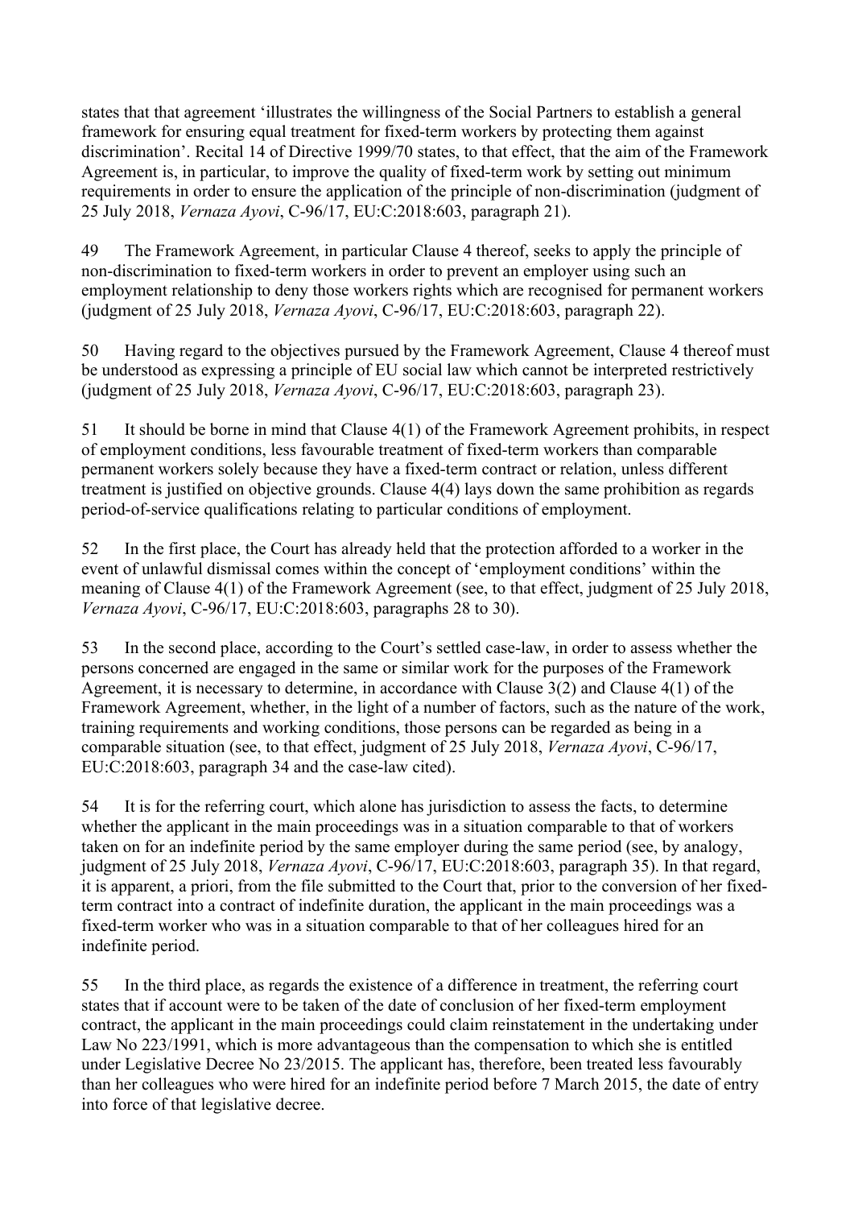states that that agreement 'illustrates the willingness of the Social Partners to establish a general framework for ensuring equal treatment for fixed-term workers by protecting them against discrimination'. Recital 14 of Directive 1999/70 states, to that effect, that the aim of the Framework Agreement is, in particular, to improve the quality of fixed-term work by setting out minimum requirements in order to ensure the application of the principle of non-discrimination (judgment of 25 July 2018, *Vernaza Ayovi*, C-96/17, EU:C:2018:603, paragraph 21).

49 The Framework Agreement, in particular Clause 4 thereof, seeks to apply the principle of non-discrimination to fixed-term workers in order to prevent an employer using such an employment relationship to deny those workers rights which are recognised for permanent workers (judgment of 25 July 2018, *Vernaza Ayovi*, C-96/17, EU:C:2018:603, paragraph 22).

50 Having regard to the objectives pursued by the Framework Agreement, Clause 4 thereof must be understood as expressing a principle of EU social law which cannot be interpreted restrictively (judgment of 25 July 2018, *Vernaza Ayovi*, C-96/17, EU:C:2018:603, paragraph 23).

51 It should be borne in mind that Clause 4(1) of the Framework Agreement prohibits, in respect of employment conditions, less favourable treatment of fixed-term workers than comparable permanent workers solely because they have a fixed-term contract or relation, unless different treatment is justified on objective grounds. Clause 4(4) lays down the same prohibition as regards period-of-service qualifications relating to particular conditions of employment.

52 In the first place, the Court has already held that the protection afforded to a worker in the event of unlawful dismissal comes within the concept of 'employment conditions' within the meaning of Clause 4(1) of the Framework Agreement (see, to that effect, judgment of 25 July 2018, *Vernaza Ayovi*, C-96/17, EU:C:2018:603, paragraphs 28 to 30).

53 In the second place, according to the Court's settled case-law, in order to assess whether the persons concerned are engaged in the same or similar work for the purposes of the Framework Agreement, it is necessary to determine, in accordance with Clause 3(2) and Clause 4(1) of the Framework Agreement, whether, in the light of a number of factors, such as the nature of the work, training requirements and working conditions, those persons can be regarded as being in a comparable situation (see, to that effect, judgment of 25 July 2018, *Vernaza Ayovi*, C-96/17, EU:C:2018:603, paragraph 34 and the case-law cited).

54 It is for the referring court, which alone has jurisdiction to assess the facts, to determine whether the applicant in the main proceedings was in a situation comparable to that of workers taken on for an indefinite period by the same employer during the same period (see, by analogy, judgment of 25 July 2018, *Vernaza Ayovi*, C-96/17, EU:C:2018:603, paragraph 35). In that regard, it is apparent, a priori, from the file submitted to the Court that, prior to the conversion of her fixed-term contract into a contract of indefinite duration, the applicant in the main proceedings was a fixed-term worker who was in a situation comparable to that of her colleagues hired for an indefinite period.

55 In the third place, as regards the existence of a difference in treatment, the referring court states that if account were to be taken of the date of conclusion of her fixed-term employment contract, the applicant in the main proceedings could claim reinstatement in the undertaking under Law No 223/1991, which is more advantageous than the compensation to which she is entitled under Legislative Decree No 23/2015. The applicant has, therefore, been treated less favourably than her colleagues who were hired for an indefinite period before 7 March 2015, the date of entry into force of that legislative decree.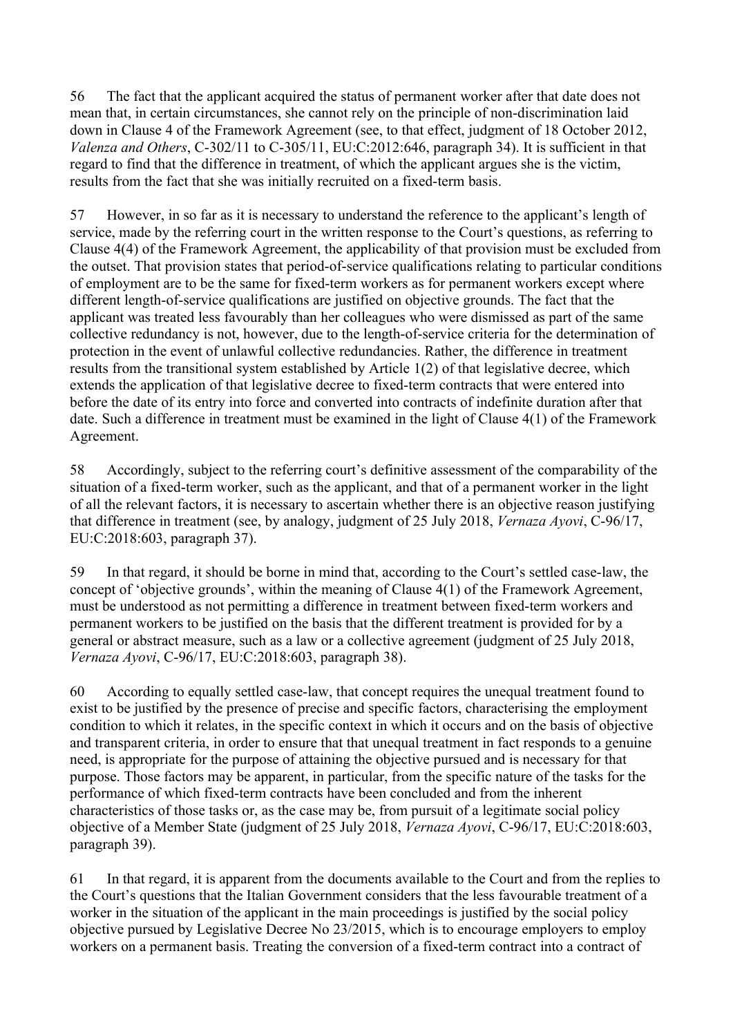56 The fact that the applicant acquired the status of permanent worker after that date does not mean that, in certain circumstances, she cannot rely on the principle of non-discrimination laid down in Clause 4 of the Framework Agreement (see, to that effect, judgment of 18 October 2012, *Valenza and Others*, C-302/11 to C-305/11, EU:C:2012:646, paragraph 34). It is sufficient in that regard to find that the difference in treatment, of which the applicant argues she is the victim, results from the fact that she was initially recruited on a fixed-term basis.

57 However, in so far as it is necessary to understand the reference to the applicant's length of service, made by the referring court in the written response to the Court's questions, as referring to Clause 4(4) of the Framework Agreement, the applicability of that provision must be excluded from the outset. That provision states that period-of-service qualifications relating to particular conditions of employment are to be the same for fixed-term workers as for permanent workers except where different length-of-service qualifications are justified on objective grounds. The fact that the applicant was treated less favourably than her colleagues who were dismissed as part of the same collective redundancy is not, however, due to the length-of-service criteria for the determination of protection in the event of unlawful collective redundancies. Rather, the difference in treatment results from the transitional system established by Article 1(2) of that legislative decree, which extends the application of that legislative decree to fixed-term contracts that were entered into before the date of its entry into force and converted into contracts of indefinite duration after that date. Such a difference in treatment must be examined in the light of Clause 4(1) of the Framework Agreement.

58 Accordingly, subject to the referring court's definitive assessment of the comparability of the situation of a fixed-term worker, such as the applicant, and that of a permanent worker in the light of all the relevant factors, it is necessary to ascertain whether there is an objective reason justifying that difference in treatment (see, by analogy, judgment of 25 July 2018, *Vernaza Ayovi*, C-96/17, EU:C:2018:603, paragraph 37).

59 In that regard, it should be borne in mind that, according to the Court's settled case-law, the concept of 'objective grounds', within the meaning of Clause 4(1) of the Framework Agreement, must be understood as not permitting a difference in treatment between fixed-term workers and permanent workers to be justified on the basis that the different treatment is provided for by a general or abstract measure, such as a law or a collective agreement (judgment of 25 July 2018, *Vernaza Ayovi*, C-96/17, EU:C:2018:603, paragraph 38).

60 According to equally settled case-law, that concept requires the unequal treatment found to exist to be justified by the presence of precise and specific factors, characterising the employment condition to which it relates, in the specific context in which it occurs and on the basis of objective and transparent criteria, in order to ensure that that unequal treatment in fact responds to a genuine need, is appropriate for the purpose of attaining the objective pursued and is necessary for that purpose. Those factors may be apparent, in particular, from the specific nature of the tasks for the performance of which fixed-term contracts have been concluded and from the inherent characteristics of those tasks or, as the case may be, from pursuit of a legitimate social policy objective of a Member State (judgment of 25 July 2018, *Vernaza Ayovi*, C-96/17, EU:C:2018:603, paragraph 39).

61 In that regard, it is apparent from the documents available to the Court and from the replies to the Court's questions that the Italian Government considers that the less favourable treatment of a worker in the situation of the applicant in the main proceedings is justified by the social policy objective pursued by Legislative Decree No 23/2015, which is to encourage employers to employ workers on a permanent basis. Treating the conversion of a fixed-term contract into a contract of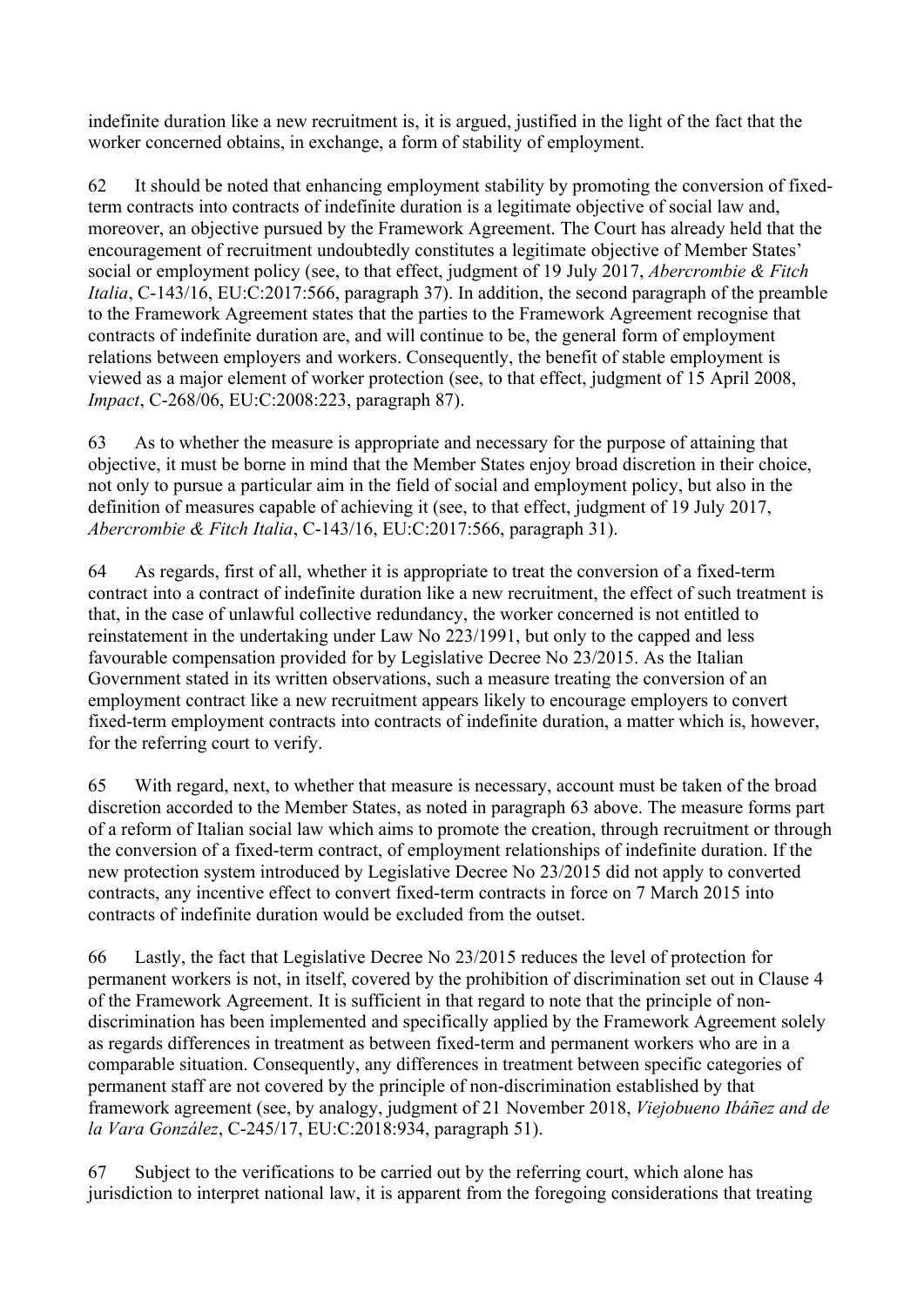indefinite duration like a new recruitment is, it is argued, justified in the light of the fact that the worker concerned obtains, in exchange, a form of stability of employment.

62 It should be noted that enhancing employment stability by promoting the conversion of fixed-term contracts into contracts of indefinite duration is a legitimate objective of social law and, moreover, an objective pursued by the Framework Agreement. The Court has already held that the encouragement of recruitment undoubtedly constitutes a legitimate objective of Member States' social or employment policy (see, to that effect, judgment of 19 July 2017, *Abercrombie & Fitch Italia*, C-143/16, EU:C:2017:566, paragraph 37). In addition, the second paragraph of the preamble to the Framework Agreement states that the parties to the Framework Agreement recognise that contracts of indefinite duration are, and will continue to be, the general form of employment relations between employers and workers. Consequently, the benefit of stable employment is viewed as a major element of worker protection (see, to that effect, judgment of 15 April 2008, *Impact*, C-268/06, EU:C:2008:223, paragraph 87).

63 As to whether the measure is appropriate and necessary for the purpose of attaining that objective, it must be borne in mind that the Member States enjoy broad discretion in their choice, not only to pursue a particular aim in the field of social and employment policy, but also in the definition of measures capable of achieving it (see, to that effect, judgment of 19 July 2017, *Abercrombie & Fitch Italia*, C-143/16, EU:C:2017:566, paragraph 31).

64 As regards, first of all, whether it is appropriate to treat the conversion of a fixed-term contract into a contract of indefinite duration like a new recruitment, the effect of such treatment is that, in the case of unlawful collective redundancy, the worker concerned is not entitled to reinstatement in the undertaking under Law No 223/1991, but only to the capped and less favourable compensation provided for by Legislative Decree No 23/2015. As the Italian Government stated in its written observations, such a measure treating the conversion of an employment contract like a new recruitment appears likely to encourage employers to convert fixed-term employment contracts into contracts of indefinite duration, a matter which is, however, for the referring court to verify.

65 With regard, next, to whether that measure is necessary, account must be taken of the broad discretion accorded to the Member States, as noted in paragraph 63 above. The measure forms part of a reform of Italian social law which aims to promote the creation, through recruitment or through the conversion of a fixed-term contract, of employment relationships of indefinite duration. If the new protection system introduced by Legislative Decree No 23/2015 did not apply to converted contracts, any incentive effect to convert fixed-term contracts in force on 7 March 2015 into contracts of indefinite duration would be excluded from the outset.

66 Lastly, the fact that Legislative Decree No 23/2015 reduces the level of protection for permanent workers is not, in itself, covered by the prohibition of discrimination set out in Clause 4 of the Framework Agreement. It is sufficient in that regard to note that the principle of non-discrimination has been implemented and specifically applied by the Framework Agreement solely as regards differences in treatment as between fixed-term and permanent workers who are in a comparable situation. Consequently, any differences in treatment between specific categories of permanent staff are not covered by the principle of non-discrimination established by that framework agreement (see, by analogy, judgment of 21 November 2018, *Viejobueno Ibáñez and de la Vara González*, C-245/17, EU:C:2018:934, paragraph 51).

67 Subject to the verifications to be carried out by the referring court, which alone has jurisdiction to interpret national law, it is apparent from the foregoing considerations that treating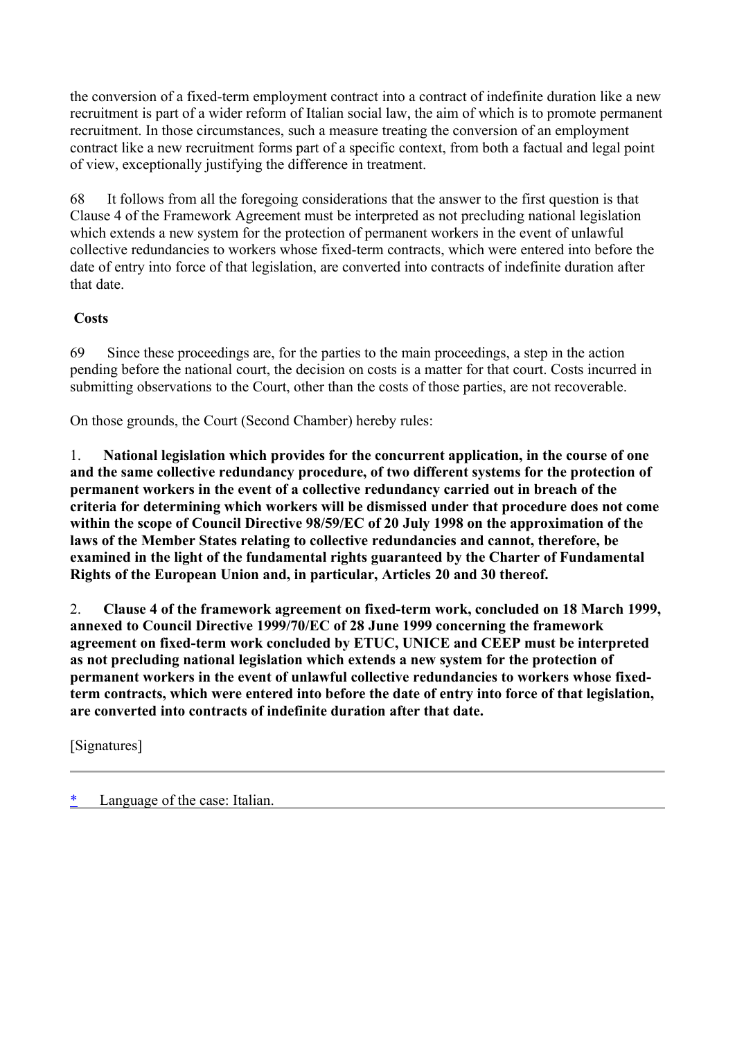the conversion of a fixed-term employment contract into a contract of indefinite duration like a new recruitment is part of a wider reform of Italian social law, the aim of which is to promote permanent recruitment. In those circumstances, such a measure treating the conversion of an employment contract like a new recruitment forms part of a specific context, from both a factual and legal point of view, exceptionally justifying the difference in treatment.

68 It follows from all the foregoing considerations that the answer to the first question is that Clause 4 of the Framework Agreement must be interpreted as not precluding national legislation which extends a new system for the protection of permanent workers in the event of unlawful collective redundancies to workers whose fixed-term contracts, which were entered into before the date of entry into force of that legislation, are converted into contracts of indefinite duration after that date.

**Costs**

69 Since these proceedings are, for the parties to the main proceedings, a step in the action pending before the national court, the decision on costs is a matter for that court. Costs incurred in submitting observations to the Court, other than the costs of those parties, are not recoverable.

On those grounds, the Court (Second Chamber) hereby rules:

1. **National legislation which provides for the concurrent application, in the course of one and the same collective redundancy procedure, of two different systems for the protection of permanent workers in the event of a collective redundancy carried out in breach of the criteria for determining which workers will be dismissed under that procedure does not come within the scope of Council Directive 98/59/EC of 20 July 1998 on the approximation of the laws of the Member States relating to collective redundancies and cannot, therefore, be examined in the light of the fundamental rights guaranteed by the Charter of Fundamental Rights of the European Union and, in particular, Articles 20 and 30 thereof.**

2. **Clause 4 of the framework agreement on fixed-term work, concluded on 18 March 1999, annexed to Council Directive 1999/70/EC of 28 June 1999 concerning the framework agreement on fixed-term work concluded by ETUC, UNICE and CEEP must be interpreted as not precluding national legislation which extends a new system for the protection of permanent workers in the event of unlawful collective redundancies to workers whose fixed-term contracts, which were entered into before the date of entry into force of that legislation, are converted into contracts of indefinite duration after that date.**

[Signatures]

---

* Language of the case: Italian.